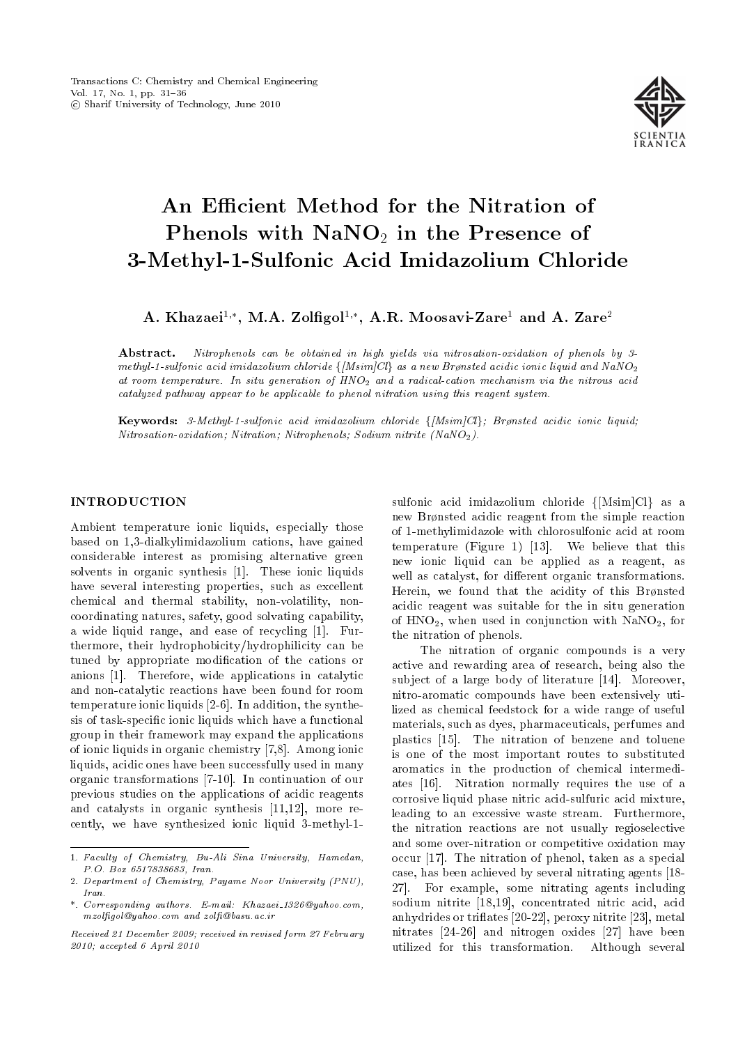# An Efficient Method for the Nitration of Phenols with $NaNO_2$ in the Presence of 3-Methyl-1-Sulfonic Acid Imidazolium Chloride

**A. Khazaei[1,\*], M.A. Zolfigol[1,\*], A.R. Moosavi-Zare[1] and A. Zare[2]**

**Abstract.** *Nitrophenols can be obtained in high yields via nitrosation-oxidation of phenols by 3-methyl-1-sulfonic acid imidazolium chloride {[Msim]Cl} as a new Brønsted acidic ionic liquid and $NaNO_2$ at room temperature. In situ generation of $HNO_2$ and a radical-cation mechanism via the nitrous acid catalyzed pathway appear to be applicable to phenol nitration using this reagent system.*

**Keywords:** *3-Methyl-1-sulfonic acid imidazolium chloride {[Msim]Cl}; Brønsted acidic ionic liquid; Nitrosation-oxidation; Nitration; Nitrophenols; Sodium nitrite ($NaNO_2$).*

## INTRODUCTION

Ambient temperature ionic liquids, especially those based on 1,3-dialkylimidazolium cations, have gained considerable interest as promising alternative green solvents in organic synthesis [1]. These ionic liquids have several interesting properties, such as excellent chemical and thermal stability, non-volatility, non-coordinating natures, safety, good solvating capability, a wide liquid range, and ease of recycling [1]. Furthermore, their hydrophobicity/hydrophilicity can be tuned by appropriate modification of the cations or anions [1]. Therefore, wide applications in catalytic and non-catalytic reactions have been found for room temperature ionic liquids [2-6]. In addition, the synthesis of task-specific ionic liquids which have a functional group in their framework may expand the applications of ionic liquids in organic chemistry [7,8]. Among ionic liquids, acidic ones have been successfully used in many organic transformations [7-10]. In continuation of our previous studies on the applications of acidic reagents and catalysts in organic synthesis [11,12], more recently, we have synthesized ionic liquid 3-methyl-1-sulfonic acid imidazolium chloride {[Msim]Cl} as a new Brønsted acidic reagent from the simple reaction of 1-methylimidazole with chlorosulfonic acid at room temperature (Figure 1) [13]. We believe that this new ionic liquid can be applied as a reagent, as well as catalyst, for different organic transformations. Herein, we found that the acidity of this Brønsted acidic reagent was suitable for the in situ generation of $HNO_2$, when used in conjunction with $NaNO_2$, for the nitration of phenols.

The nitration of organic compounds is a very active and rewarding area of research, being also the subject of a large body of literature [14]. Moreover, nitro-aromatic compounds have been extensively utilized as chemical feedstock for a wide range of useful materials, such as dyes, pharmaceuticals, perfumes and plastics [15]. The nitration of benzene and toluene is one of the most important routes to substituted aromatics in the production of chemical intermediates [16]. Nitration normally requires the use of a corrosive liquid phase nitric acid-sulfuric acid mixture, leading to an excessive waste stream. Furthermore, the nitration reactions are not usually regioselective and some over-nitration or competitive oxidation may occur [17]. The nitration of phenol, taken as a special case, has been achieved by several nitrating agents [18-27]. For example, some nitrating agents including sodium nitrite [18,19], concentrated nitric acid, acid anhydrides or triflates [20-22], peroxy nitrite [23], metal nitrates [24-26] and nitrogen oxides [27] have been utilized for this transformation. Although several

---

1. Faculty of Chemistry, Bu-Ali Sina University, Hamedan, P.O. Box 6517838683, Iran.
2. Department of Chemistry, Payame Noor University (PNU), Iran.

\*. Corresponding authors. E-mail: Khazaei_1326@yahoo.com, mzolfigol@yahoo.com and zolfi@basu.ac.ir

*Received 21 December 2009; received in revised form 27 February 2010; accepted 6 April 2010*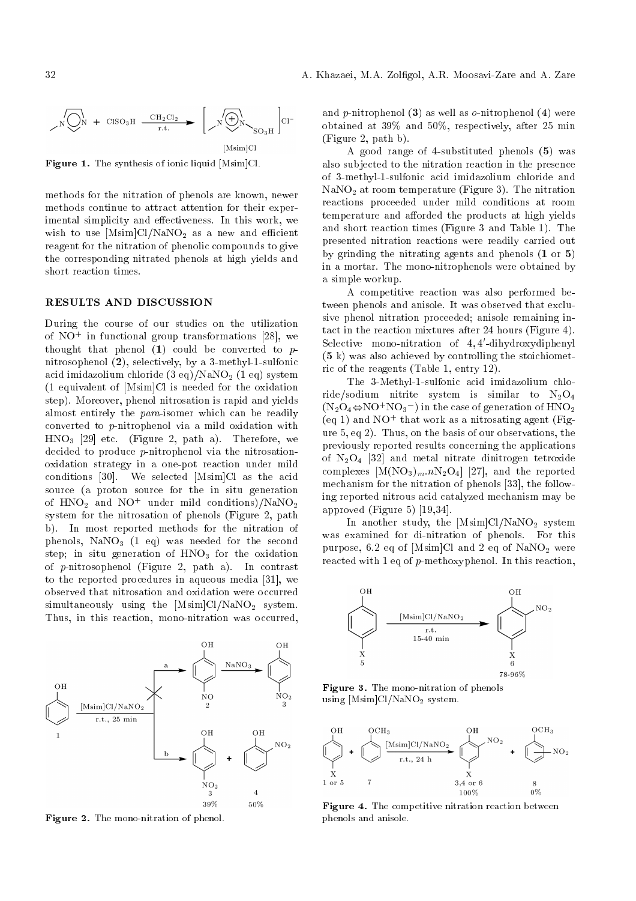Figure 1. The synthesis of ionic liquid [Msim]Cl.

methods for the nitration of phenols are known, newer methods continue to attract attention for their experimental simplicity and effectiveness. In this work, we wish to use [Msim]Cl/$NaNO_2$ as a new and efficient reagent for the nitration of phenolic compounds to give the corresponding nitrated phenols at high yields and short reaction times.

## RESULTS AND DISCUSSION

During the course of our studies on the utilization of $NO^+$ in functional group transformations [28], we thought that phenol (**1**) could be converted to *p*-nitrosophenol (**2**), selectively, by a 3-methyl-1-sulfonic acid imidazolium chloride (3 eq)/$NaNO_2$ (1 eq) system (1 equivalent of [Msim]Cl is needed for the oxidation step). Moreover, phenol nitrosation is rapid and yields almost entirely the *para*-isomer which can be readily converted to *p*-nitrophenol via a mild oxidation with $HNO_3$ [29] etc. (Figure 2, path a). Therefore, we decided to produce *p*-nitrophenol via the nitrosation-oxidation strategy in a one-pot reaction under mild conditions [30]. We selected [Msim]Cl as the acid source (a proton source for the in situ generation of $HNO_2$ and $NO^+$ under mild conditions)/$NaNO_2$ system for the nitrosation of phenols (Figure 2, path b). In most reported methods for the nitration of phenols, $NaNO_3$ (1 eq) was needed for the second step; in situ generation of $HNO_3$ for the oxidation of *p*-nitrosophenol (Figure 2, path a). In contrast to the reported procedures in aqueous media [31], we observed that nitrosation and oxidation were occurred simultaneously using the [Msim]Cl/$NaNO_2$ system. Thus, in this reaction, mono-nitration was occurred, and *p*-nitrophenol (**3**) as well as *o*-nitrophenol (**4**) were obtained at 39% and 50%, respectively, after 25 min (Figure 2, path b).

Figure 2. The mono-nitration of phenol.

A good range of 4-substituted phenols (**5**) was also subjected to the nitration reaction in the presence of 3-methyl-1-sulfonic acid imidazolium chloride and $NaNO_2$ at room temperature (Figure 3). The nitration reactions proceeded under mild conditions at room temperature and afforded the products at high yields and short reaction times (Figure 3 and Table 1). The presented nitration reactions were readily carried out by grinding the nitrating agents and phenols (**1** or **5**) in a mortar. The mono-nitrophenols were obtained by a simple workup.

A competitive reaction was also performed between phenols and anisole. It was observed that exclusive phenol nitration proceeded; anisole remaining intact in the reaction mixtures after 24 hours (Figure 4). Selective mono-nitration of 4,4′-dihydroxydiphenyl (**5 k**) was also achieved by controlling the stoichiometric of the reagents (Table 1, entry 12).

The 3-Methyl-1-sulfonic acid imidazolium chloride/sodium nitrite system is similar to $N_2O_4$ ($N_2O_4 \Leftrightarrow NO^+NO_3^-$) in the case of generation of $HNO_2$ (eq 1) and $NO^+$ that work as a nitrosating agent (Figure 5, eq 2). Thus, on the basis of our observations, the previously reported results concerning the applications of $N_2O_4$ [32] and metal nitrate dinitrogen tetroxide complexes $[M(NO_3)_m.nN_2O_4]$ [27], and the reported mechanism for the nitration of phenols [33], the following reported nitrous acid catalyzed mechanism may be approved (Figure 5) [19,34].

In another study, the [Msim]Cl/$NaNO_2$ system was examined for di-nitration of phenols. For this purpose, 6.2 eq of [Msim]Cl and 2 eq of $NaNO_2$ were reacted with 1 eq of *p*-methoxyphenol. In this reaction,

Figure 3. The mono-nitration of phenols using [Msim]Cl/$NaNO_2$ system.

Figure 4. The competitive nitration reaction between phenols and anisole.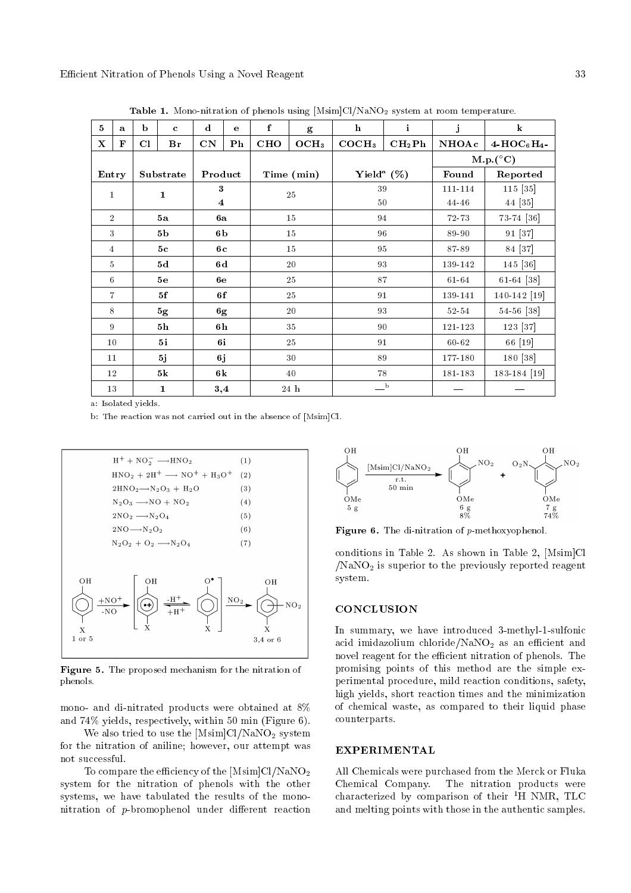**Table 1.** Mono-nitration of phenols using [Msim]Cl/$NaNO_2$ system at room temperature.

| 5 | a | b | c | d | e | f | g | h | i | j | k |
|---|---|---|---|---|---|---|---|---|---|---|---|
| X | F | Cl | Br | CN | Ph | CHO | $OCH_3$ | $COCH_3$ | $CH_2Ph$ | NHOAc | 4-$HOC_6H_4$- |

| Entry | Substrate | Product | Time (min) | Yield[a] (%) | M.p.(°C) Found | M.p.(°C) Reported |
|---|---|---|---|---|---|---|
| 1 | **1** | **3** | 25 | 39 | 111-114 | 115 [35] |
| | | **4** | | 50 | 44-46 | 44 [35] |
| 2 | **5a** | **6a** | 15 | 94 | 72-73 | 73-74 [36] |
| 3 | **5b** | **6b** | 15 | 96 | 89-90 | 91 [37] |
| 4 | **5c** | **6c** | 15 | 95 | 87-89 | 84 [37] |
| 5 | **5d** | **6d** | 20 | 93 | 139-142 | 145 [36] |
| 6 | **5e** | **6e** | 25 | 87 | 61-64 | 61-64 [38] |
| 7 | **5f** | **6f** | 25 | 91 | 139-141 | 140-142 [19] |
| 8 | **5g** | **6g** | 20 | 93 | 52-54 | 54-56 [38] |
| 9 | **5h** | **6h** | 35 | 90 | 121-123 | 123 [37] |
| 10 | **5i** | **6i** | 25 | 91 | 60-62 | 66 [19] |
| 11 | **5j** | **6j** | 30 | 89 | 177-180 | 180 [38] |
| 12 | **5k** | **6k** | 40 | 78 | 181-183 | 183-184 [19] |
| 13 | **1** | **3,4** | 24 h | —[b] | — | — |

a: Isolated yields.

b: The reaction was not carried out in the absence of [Msim]Cl.

$$H^+ + NO_2^- \longrightarrow HNO_2 \quad (1)$$
$$HNO_2 + 2H^+ \longrightarrow NO^+ + H_3O^+ \quad (2)$$
$$2HNO_2 \longrightarrow N_2O_3 + H_2O \quad (3)$$
$$N_2O_3 \longrightarrow NO + NO_2 \quad (4)$$
$$2NO_2 \longrightarrow N_2O_4 \quad (5)$$
$$2NO \longrightarrow N_2O_2 \quad (6)$$
$$N_2O_2 + O_2 \longrightarrow N_2O_4 \quad (7)$$

**Figure 5.** The proposed mechanism for the nitration of phenols.

**Figure 6.** The di-nitration of *p*-methoxyophenol.

mono- and di-nitrated products were obtained at 8% and 74% yields, respectively, within 50 min (Figure 6).

We also tried to use the [Msim]Cl/$NaNO_2$ system for the nitration of aniline; however, our attempt was not successful.

To compare the efficiency of the [Msim]Cl/$NaNO_2$ system for the nitration of phenols with the other systems, we have tabulated the results of the mono-nitration of *p*-bromophenol under different reaction conditions in Table 2. As shown in Table 2, [Msim]Cl/$NaNO_2$ is superior to the previously reported reagent system.

## CONCLUSION

In summary, we have introduced 3-methyl-1-sulfonic acid imidazolium chloride/$NaNO_2$ as an efficient and novel reagent for the efficient nitration of phenols. The promising points of this method are the simple experimental procedure, mild reaction conditions, safety, high yields, short reaction times and the minimization of chemical waste, as compared to their liquid phase counterparts.

## EXPERIMENTAL

All Chemicals were purchased from the Merck or Fluka Chemical Company. The nitration products were characterized by comparison of their $^1H$ NMR, TLC and melting points with those in the authentic samples.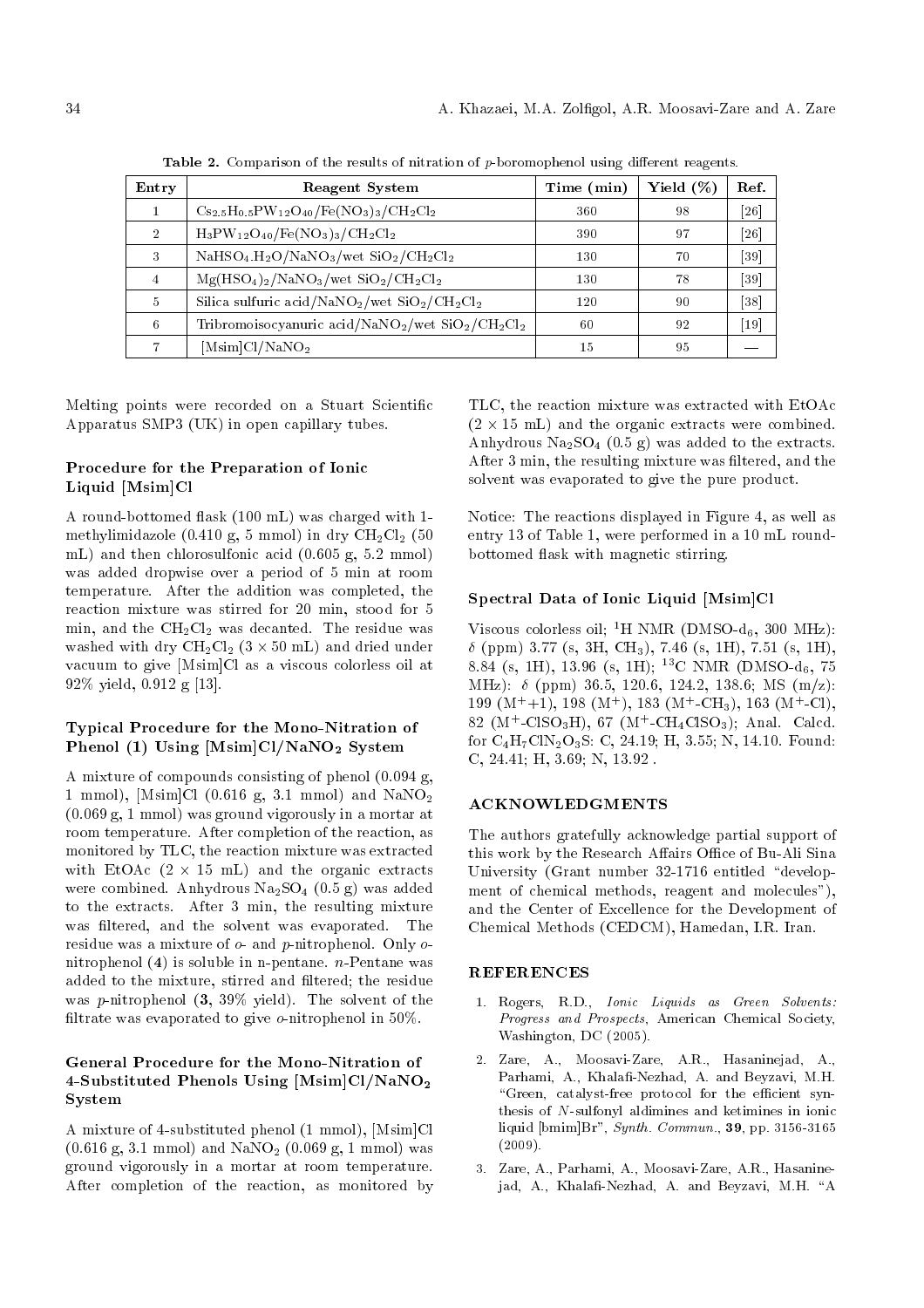**Table 2.** Comparison of the results of nitration of *p*-boromophenol using different reagents.

| Entry | Reagent System | Time (min) | Yield (%) | Ref. |
|---|---|---|---|---|
| 1 | $Cs_{2.5}H_{0.5}PW_{12}O_{40}/Fe(NO_3)_3/CH_2Cl_2$ | 360 | 98 | [26] |
| 2 | $H_3PW_{12}O_{40}/Fe(NO_3)_3/CH_2Cl_2$ | 390 | 97 | [26] |
| 3 | $NaHSO_4.H_2O/NaNO_3$/wet $SiO_2/CH_2Cl_2$ | 130 | 70 | [39] |
| 4 | $Mg(HSO_4)_2/NaNO_3$/wet $SiO_2/CH_2Cl_2$ | 130 | 78 | [39] |
| 5 | Silica sulfuric acid/$NaNO_2$/wet $SiO_2/CH_2Cl_2$ | 120 | 90 | [38] |
| 6 | Tribromoisocyanuric acid/$NaNO_2$/wet $SiO_2/CH_2Cl_2$ | 60 | 92 | [19] |
| 7 | [Msim]Cl/$NaNO_2$ | 15 | 95 | — |

Melting points were recorded on a Stuart Scientific Apparatus SMP3 (UK) in open capillary tubes.

### Procedure for the Preparation of Ionic Liquid [Msim]Cl

A round-bottomed flask (100 mL) was charged with 1-methylimidazole (0.410 g, 5 mmol) in dry $CH_2Cl_2$ (50 mL) and then chlorosulfonic acid (0.605 g, 5.2 mmol) was added dropwise over a period of 5 min at room temperature. After the addition was completed, the reaction mixture was stirred for 20 min, stood for 5 min, and the $CH_2Cl_2$ was decanted. The residue was washed with dry $CH_2Cl_2$ ($3 \times 50$ mL) and dried under vacuum to give [Msim]Cl as a viscous colorless oil at 92% yield, 0.912 g [13].

### Typical Procedure for the Mono-Nitration of Phenol (1) Using [Msim]Cl/$NaNO_2$ System

A mixture of compounds consisting of phenol (0.094 g, 1 mmol), [Msim]Cl (0.616 g, 3.1 mmol) and $NaNO_2$ (0.069 g, 1 mmol) was ground vigorously in a mortar at room temperature. After completion of the reaction, as monitored by TLC, the reaction mixture was extracted with EtOAc ($2 \times 15$ mL) and the organic extracts were combined. Anhydrous $Na_2SO_4$ (0.5 g) was added to the extracts. After 3 min, the resulting mixture was filtered, and the solvent was evaporated. The residue was a mixture of *o*- and *p*-nitrophenol. Only *o*-nitrophenol (**4**) is soluble in n-pentane. *n*-Pentane was added to the mixture, stirred and filtered; the residue was *p*-nitrophenol (**3**, 39% yield). The solvent of the filtrate was evaporated to give *o*-nitrophenol in 50%.

### General Procedure for the Mono-Nitration of 4-Substituted Phenols Using [Msim]Cl/$NaNO_2$ System

A mixture of 4-substituted phenol (1 mmol), [Msim]Cl (0.616 g, 3.1 mmol) and $NaNO_2$ (0.069 g, 1 mmol) was ground vigorously in a mortar at room temperature. After completion of the reaction, as monitored by TLC, the reaction mixture was extracted with EtOAc ($2 \times 15$ mL) and the organic extracts were combined. Anhydrous $Na_2SO_4$ (0.5 g) was added to the extracts. After 3 min, the resulting mixture was filtered, and the solvent was evaporated to give the pure product.

Notice: The reactions displayed in Figure 4, as well as entry 13 of Table 1, were performed in a 10 mL round-bottomed flask with magnetic stirring.

### Spectral Data of Ionic Liquid [Msim]Cl

Viscous colorless oil; $^{1}$H NMR (DMSO-$d_6$, 300 MHz): $\delta$ (ppm) 3.77 (s, 3H, $CH_3$), 7.46 (s, 1H), 7.51 (s, 1H), 8.84 (s, 1H), 13.96 (s, 1H); $^{13}$C NMR (DMSO-$d_6$, 75 MHz): $\delta$ (ppm) 36.5, 120.6, 124.2, 138.6; MS (m/z): 199 ($M^{+}$+1), 198 ($M^{+}$), 183 ($M^{+}$-$CH_3$), 163 ($M^{+}$-Cl), 82 ($M^{+}$-$ClSO_3H$), 67 ($M^{+}$-$CH_4ClSO_3$); Anal. Calcd. for $C_4H_7ClN_2O_3S$: C, 24.19; H, 3.55; N, 14.10. Found: C, 24.41; H, 3.69; N, 13.92 .

## ACKNOWLEDGMENTS

The authors gratefully acknowledge partial support of this work by the Research Affairs Office of Bu-Ali Sina University (Grant number 32-1716 entitled "development of chemical methods, reagent and molecules"), and the Center of Excellence for the Development of Chemical Methods (CEDCM), Hamedan, I.R. Iran.

## REFERENCES

1. Rogers, R.D., *Ionic Liquids as Green Solvents: Progress and Prospects*, American Chemical Society, Washington, DC (2005).
2. Zare, A., Moosavi-Zare, A.R., Hasaninejad, A., Parhami, A., Khalafi-Nezhad, A. and Beyzavi, M.H. "Green, catalyst-free protocol for the efficient synthesis of *N*-sulfonyl aldimines and ketimines in ionic liquid [bmim]Br", *Synth. Commun.*, **39**, pp. 3156-3165 (2009).
3. Zare, A., Parhami, A., Moosavi-Zare, A.R., Hasaninejad, A., Khalafi-Nezhad, A. and Beyzavi, M.H. "A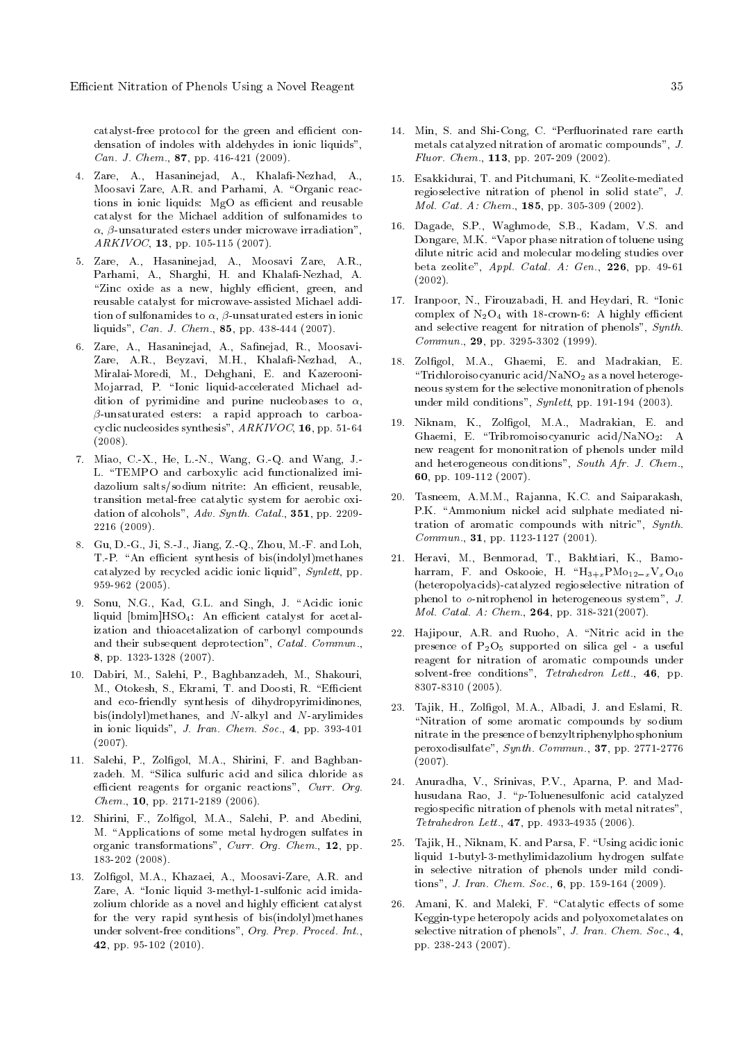catalyst-free protocol for the green and efficient condensation of indoles with aldehydes in ionic liquids", *Can. J. Chem.*, **87**, pp. 416-421 (2009).

4. Zare, A., Hasaninejad, A., Khalafi-Nezhad, A., Moosavi Zare, A.R. and Parhami, A. "Organic reactions in ionic liquids: MgO as efficient and reusable catalyst for the Michael addition of sulfonamides to $\alpha$, $\beta$-unsaturated esters under microwave irradiation", *ARKIVOC*, **13**, pp. 105-115 (2007).

5. Zare, A., Hasaninejad, A., Moosavi Zare, A.R., Parhami, A., Sharghi, H. and Khalafi-Nezhad, A. "Zinc oxide as a new, highly efficient, green, and reusable catalyst for microwave-assisted Michael addition of sulfonamides to $\alpha$, $\beta$-unsaturated esters in ionic liquids", *Can. J. Chem.*, **85**, pp. 438-444 (2007).

6. Zare, A., Hasaninejad, A., Safinejad, R., Moosavi-Zare, A.R., Beyzavi, M.H., Khalafi-Nezhad, A., Miralai-Moredi, M., Dehghani, E. and Kazerooni-Mojarrad, P. "Ionic liquid-accelerated Michael addition of pyrimidine and purine nucleobases to $\alpha$, $\beta$-unsaturated esters: a rapid approach to carboacyclic nucleosides synthesis", *ARKIVOC*, **16**, pp. 51-64 (2008).

7. Miao, C.-X., He, L.-N., Wang, G.-Q. and Wang, J.-L. "TEMPO and carboxylic acid functionalized imidazolium salts/sodium nitrite: An efficient, reusable, transition metal-free catalytic system for aerobic oxidation of alcohols", *Adv. Synth. Catal.*, **351**, pp. 2209-2216 (2009).

8. Gu, D.-G., Ji, S.-J., Jiang, Z.-Q., Zhou, M.-F. and Loh, T.-P. "An efficient synthesis of bis(indolyl)methanes catalyzed by recycled acidic ionic liquid", *Synlett*, pp. 959-962 (2005).

9. Sonu, N.G., Kad, G.L. and Singh, J. "Acidic ionic liquid [bmim]$HSO_4$: An efficient catalyst for acetalization and thioacetalization of carbonyl compounds and their subsequent deprotection", *Catal. Commun.*, **8**, pp. 1323-1328 (2007).

10. Dabiri, M., Salehi, P., Baghbanzadeh, M., Shakouri, M., Otokesh, S., Ekrami, T. and Doosti, R. "Efficient and eco-friendly synthesis of dihydropyrimidinones, bis(indolyl)methanes, and *N*-alkyl and *N*-arylimides in ionic liquids", *J. Iran. Chem. Soc.*, **4**, pp. 393-401 (2007).

11. Salehi, P., Zolfigol, M.A., Shirini, F. and Baghbanzadeh. M. "Silica sulfuric acid and silica chloride as efficient reagents for organic reactions", *Curr. Org. Chem.*, **10**, pp. 2171-2189 (2006).

12. Shirini, F., Zolfigol, M.A., Salehi, P. and Abedini, M. "Applications of some metal hydrogen sulfates in organic transformations", *Curr. Org. Chem.*, **12**, pp. 183-202 (2008).

13. Zolfigol, M.A., Khazaei, A., Moosavi-Zare, A.R. and Zare, A. "Ionic liquid 3-methyl-1-sulfonic acid imidazolium chloride as a novel and highly efficient catalyst for the very rapid synthesis of bis(indolyl)methanes under solvent-free conditions", *Org. Prep. Proced. Int.*, **42**, pp. 95-102 (2010).

14. Min, S. and Shi-Cong, C. "Perfluorinated rare earth metals catalyzed nitration of aromatic compounds", *J. Fluor. Chem.*, **113**, pp. 207-209 (2002).

15. Esakkidurai, T. and Pitchumani, K. "Zeolite-mediated regioselective nitration of phenol in solid state", *J. Mol. Cat. A: Chem.*, **185**, pp. 305-309 (2002).

16. Dagade, S.P., Waghmode, S.B., Kadam, V.S. and Dongare, M.K. "Vapor phase nitration of toluene using dilute nitric acid and molecular modeling studies over beta zeolite", *Appl. Catal. A: Gen.*, **226**, pp. 49-61 (2002).

17. Iranpoor, N., Firouzabadi, H. and Heydari, R. "Ionic complex of $N_2O_4$ with 18-crown-6: A highly efficient and selective reagent for nitration of phenols", *Synth. Commun.*, **29**, pp. 3295-3302 (1999).

18. Zolfigol, M.A., Ghaemi, E. and Madrakian, E. "Trichloroisocyanuric acid/$NaNO_2$ as a novel heterogeneous system for the selective mononitration of phenols under mild conditions", *Synlett*, pp. 191-194 (2003).

19. Niknam, K., Zolfigol, M.A., Madrakian, E. and Ghaemi, E. "Tribromoisocyanuric acid/$NaNO_2$: A new reagent for mononitration of phenols under mild and heterogeneous conditions", *South Afr. J. Chem.*, **60**, pp. 109-112 (2007).

20. Tasneem, A.M.M., Rajanna, K.C. and Saiparakash, P.K. "Ammonium nickel acid sulphate mediated nitration of aromatic compounds with nitric", *Synth. Commun.*, **31**, pp. 1123-1127 (2001).

21. Heravi, M., Benmorad, T., Bakhtiari, K., Bamoharram, F. and Oskooie, H. "$H_{3+x}PMo_{12-x}V_xO_{40}$ (heteropolyacids)-catalyzed regioselective nitration of phenol to *o*-nitrophenol in heterogeneous system", *J. Mol. Catal. A: Chem.*, **264**, pp. 318-321(2007).

22. Hajipour, A.R. and Ruoho, A. "Nitric acid in the presence of $P_2O_5$ supported on silica gel - a useful reagent for nitration of aromatic compounds under solvent-free conditions", *Tetrahedron Lett.*, **46**, pp. 8307-8310 (2005).

23. Tajik, H., Zolfigol, M.A., Albadi, J. and Eslami, R. "Nitration of some aromatic compounds by sodium nitrate in the presence of benzyltriphenylphosphonium peroxodisulfate", *Synth. Commun.*, **37**, pp. 2771-2776 (2007).

24. Anuradha, V., Srinivas, P.V., Aparna, P. and Madhusudana Rao, J. "*p*-Toluenesulfonic acid catalyzed regiospecific nitration of phenols with metal nitrates", *Tetrahedron Lett.*, **47**, pp. 4933-4935 (2006).

25. Tajik, H., Niknam, K. and Parsa, F. "Using acidic ionic liquid 1-butyl-3-methylimidazolium hydrogen sulfate in selective nitration of phenols under mild conditions", *J. Iran. Chem. Soc.*, **6**, pp. 159-164 (2009).

26. Amani, K. and Maleki, F. "Catalytic effects of some Keggin-type heteropoly acids and polyoxometalates on selective nitration of phenols", *J. Iran. Chem. Soc.*, **4**, pp. 238-243 (2007).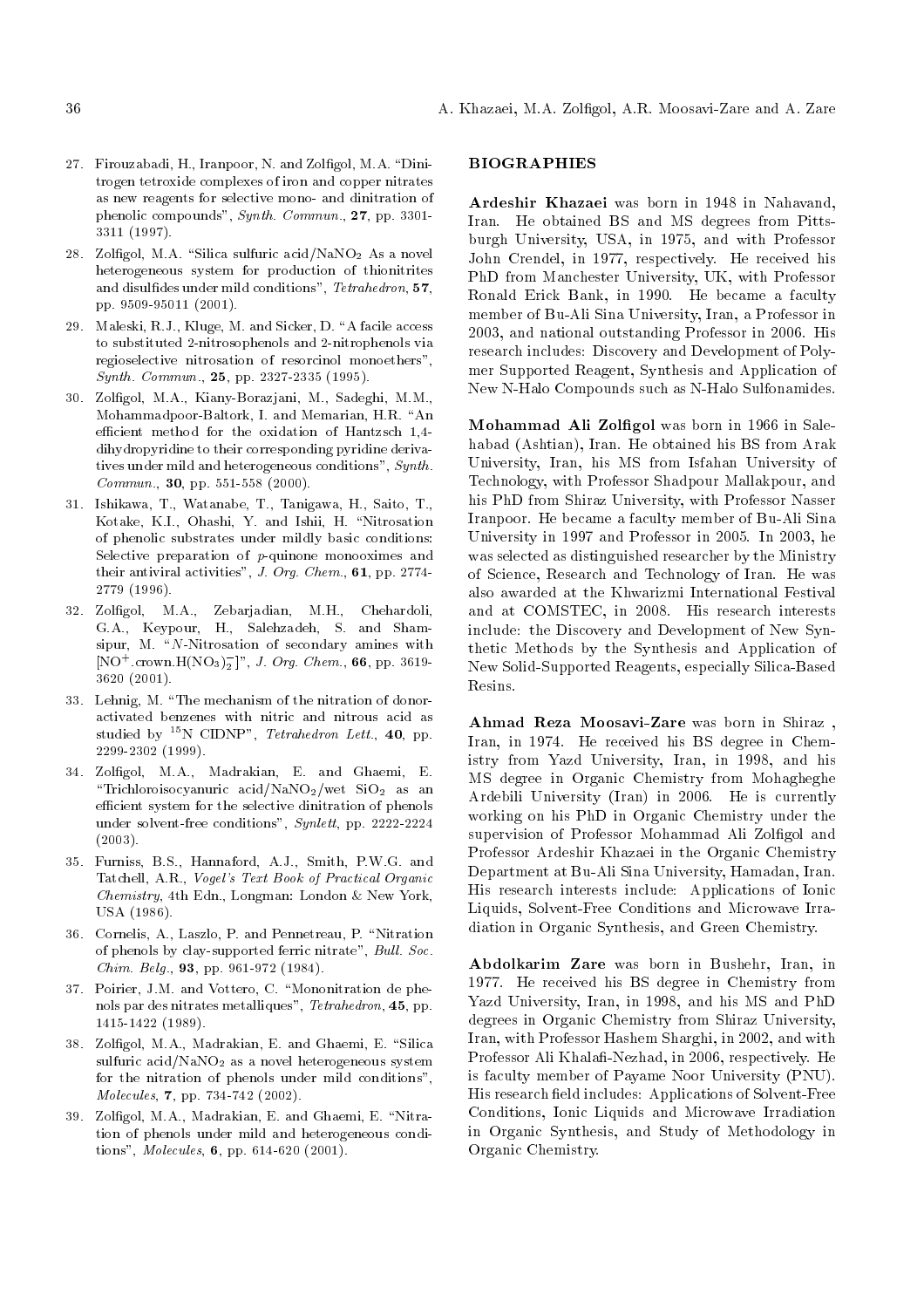27. Firouzabadi, H., Iranpoor, N. and Zolfigol, M.A. "Dinitrogen tetroxide complexes of iron and copper nitrates as new reagents for selective mono- and dinitration of phenolic compounds", *Synth. Commun.*, **27**, pp. 3301-3311 (1997).

28. Zolfigol, M.A. "Silica sulfuric acid/$NaNO_2$ As a novel heterogeneous system for production of thionitrites and disulfides under mild conditions", *Tetrahedron*, **57**, pp. 9509-95011 (2001).

29. Maleski, R.J., Kluge, M. and Sicker, D. "A facile access to substituted 2-nitrosophenols and 2-nitrophenols via regioselective nitrosation of resorcinol monoethers", *Synth. Commun.*, **25**, pp. 2327-2335 (1995).

30. Zolfigol, M.A., Kiany-Borazjani, M., Sadeghi, M.M., Mohammadpoor-Baltork, I. and Memarian, H.R. "An efficient method for the oxidation of Hantzsch 1,4-dihydropyridine to their corresponding pyridine derivatives under mild and heterogeneous conditions", *Synth. Commun.*, **30**, pp. 551-558 (2000).

31. Ishikawa, T., Watanabe, T., Tanigawa, H., Saito, T., Kotake, K.I., Ohashi, Y. and Ishii, H. "Nitrosation of phenolic substrates under mildly basic conditions: Selective preparation of *p*-quinone monooximes and their antiviral activities", *J. Org. Chem.*, **61**, pp. 2774-2779 (1996).

32. Zolfigol, M.A., Zebarjadian, M.H., Chehardoli, G.A., Keypour, H., Salehzadeh, S. and Shamsipur, M. "*N*-Nitrosation of secondary amines with $[NO^+.crown.H(NO_3)_2^-]$", *J. Org. Chem.*, **66**, pp. 3619-3620 (2001).

33. Lehnig, M. "The mechanism of the nitration of donor-activated benzenes with nitric and nitrous acid as studied by $^{15}N$ CIDNP", *Tetrahedron Lett.*, **40**, pp. 2299-2302 (1999).

34. Zolfigol, M.A., Madrakian, E. and Ghaemi, E. "Trichloroisocyanuric acid/$NaNO_2$/wet $SiO_2$ as an efficient system for the selective dinitration of phenols under solvent-free conditions", *Synlett*, pp. 2222-2224 (2003).

35. Furniss, B.S., Hannaford, A.J., Smith, P.W.G. and Tatchell, A.R., *Vogel's Text Book of Practical Organic Chemistry*, 4th Edn., Longman: London & New York, USA (1986).

36. Cornelis, A., Laszlo, P. and Pennetreau, P. "Nitration of phenols by clay-supported ferric nitrate", *Bull. Soc. Chim. Belg.*, **93**, pp. 961-972 (1984).

37. Poirier, J.M. and Vottero, C. "Mononitration de phenols par des nitrates metalliques", *Tetrahedron*, **45**, pp. 1415-1422 (1989).

38. Zolfigol, M.A., Madrakian, E. and Ghaemi, E. "Silica sulfuric acid/$NaNO_2$ as a novel heterogeneous system for the nitration of phenols under mild conditions", *Molecules*, **7**, pp. 734-742 (2002).

39. Zolfigol, M.A., Madrakian, E. and Ghaemi, E. "Nitration of phenols under mild and heterogeneous conditions", *Molecules*, **6**, pp. 614-620 (2001).

## BIOGRAPHIES

**Ardeshir Khazaei** was born in 1948 in Nahavand, Iran. He obtained BS and MS degrees from Pittsburgh University, USA, in 1975, and with Professor John Crendel, in 1977, respectively. He received his PhD from Manchester University, UK, with Professor Ronald Erick Bank, in 1990. He became a faculty member of Bu-Ali Sina University, Iran, a Professor in 2003, and national outstanding Professor in 2006. His research includes: Discovery and Development of Polymer Supported Reagent, Synthesis and Application of New N-Halo Compounds such as N-Halo Sulfonamides.

**Mohammad Ali Zolfigol** was born in 1966 in Salehabad (Ashtian), Iran. He obtained his BS from Arak University, Iran, his MS from Isfahan University of Technology, with Professor Shadpour Mallakpour, and his PhD from Shiraz University, with Professor Nasser Iranpoor. He became a faculty member of Bu-Ali Sina University in 1997 and Professor in 2005. In 2003, he was selected as distinguished researcher by the Ministry of Science, Research and Technology of Iran. He was also awarded at the Khwarizmi International Festival and at COMSTEC, in 2008. His research interests include: the Discovery and Development of New Synthetic Methods by the Synthesis and Application of New Solid-Supported Reagents, especially Silica-Based Resins.

**Ahmad Reza Moosavi-Zare** was born in Shiraz , Iran, in 1974. He received his BS degree in Chemistry from Yazd University, Iran, in 1998, and his MS degree in Organic Chemistry from Mohagheghe Ardebili University (Iran) in 2006. He is currently working on his PhD in Organic Chemistry under the supervision of Professor Mohammad Ali Zolfigol and Professor Ardeshir Khazaei in the Organic Chemistry Department at Bu-Ali Sina University, Hamadan, Iran. His research interests include: Applications of Ionic Liquids, Solvent-Free Conditions and Microwave Irradiation in Organic Synthesis, and Green Chemistry.

**Abdolkarim Zare** was born in Bushehr, Iran, in 1977. He received his BS degree in Chemistry from Yazd University, Iran, in 1998, and his MS and PhD degrees in Organic Chemistry from Shiraz University, Iran, with Professor Hashem Sharghi, in 2002, and with Professor Ali Khalafi-Nezhad, in 2006, respectively. He is faculty member of Payame Noor University (PNU). His research field includes: Applications of Solvent-Free Conditions, Ionic Liquids and Microwave Irradiation in Organic Synthesis, and Study of Methodology in Organic Chemistry.